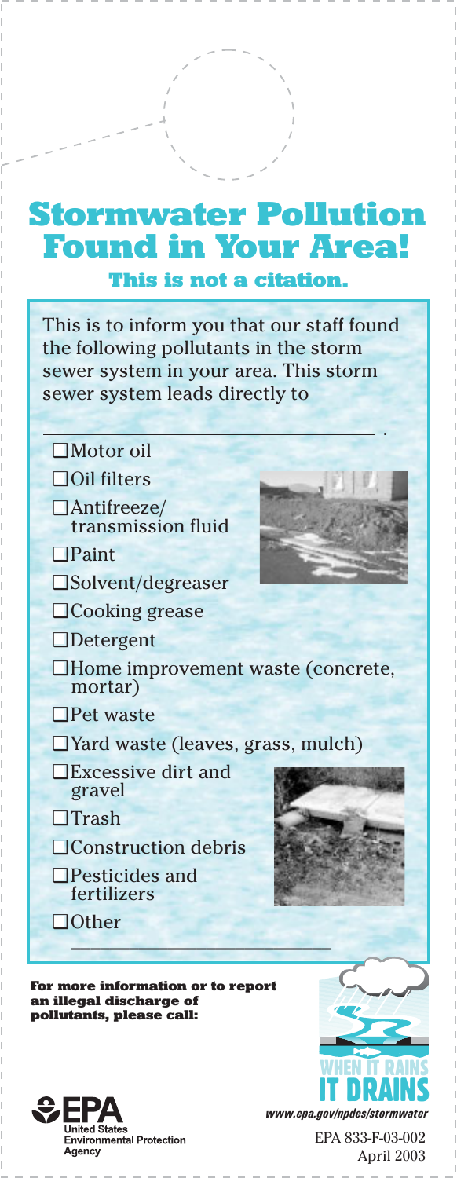# Stormwater Pollution Found in Your Area!

### This is not a citation.

This is to inform you that our staff found the following pollutants in the storm sewer system in your area. This storm sewer system leads directly to

\_\_\_\_\_\_\_\_\_\_\_\_\_\_\_\_\_\_\_\_\_\_\_\_\_\_\_\_\_\_\_\_\_\_ .

- ☐ Motor oil
- ☐ Oil filters
- ☐ Antifreeze/ transmission fluid
- ☐ Paint
- ☐ Solvent/degreaser
- ☐ Cooking grease
- ☐ Detergent
- ☐ Home improvement waste (concrete, mortar)
- ☐ Pet waste
- ☐ Yard waste (leaves, grass, mulch)
- ☐ Excessive dirt and gravel
- ☐ Trash
- ☐ Construction debris
- ☐ Pesticides and fertilizers
- ☐ Other \_\_\_\_\_\_\_\_\_\_\_\_\_\_\_\_\_\_\_\_\_\_\_\_

**For more information or to report an illegal discharge of pollutants, please call:**

WHEN IT RAINS IT DRAINS

*www.epa.gov/npdes/stormwater*

EPA United States Environmental Protection Agency

EPA 833-F-03-002
April 2003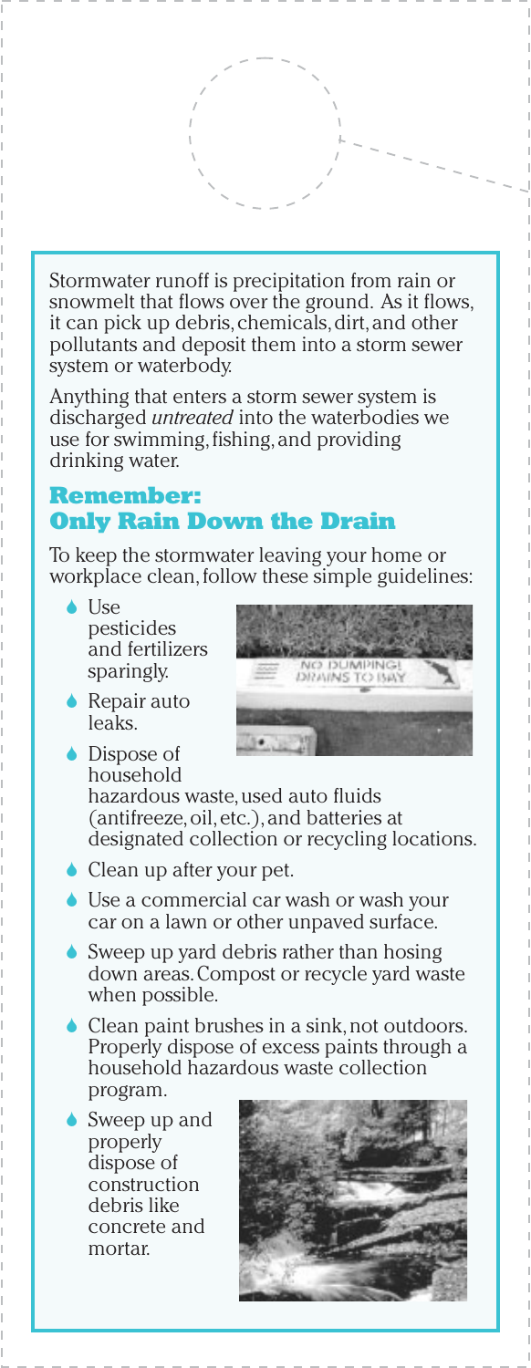Stormwater runoff is precipitation from rain or snowmelt that flows over the ground. As it flows, it can pick up debris, chemicals, dirt, and other pollutants and deposit them into a storm sewer system or waterbody.

Anything that enters a storm sewer system is discharged *untreated* into the waterbodies we use for swimming, fishing, and providing drinking water.

## Remember: Only Rain Down the Drain

To keep the stormwater leaving your home or workplace clean, follow these simple guidelines:

- Use pesticides and fertilizers sparingly.
- Repair auto leaks.
- Dispose of household hazardous waste, used auto fluids (antifreeze, oil, etc.), and batteries at designated collection or recycling locations.
- Clean up after your pet.
- Use a commercial car wash or wash your car on a lawn or other unpaved surface.
- Sweep up yard debris rather than hosing down areas. Compost or recycle yard waste when possible.
- Clean paint brushes in a sink, not outdoors. Properly dispose of excess paints through a household hazardous waste collection program.
- Sweep up and properly dispose of construction debris like concrete and mortar.